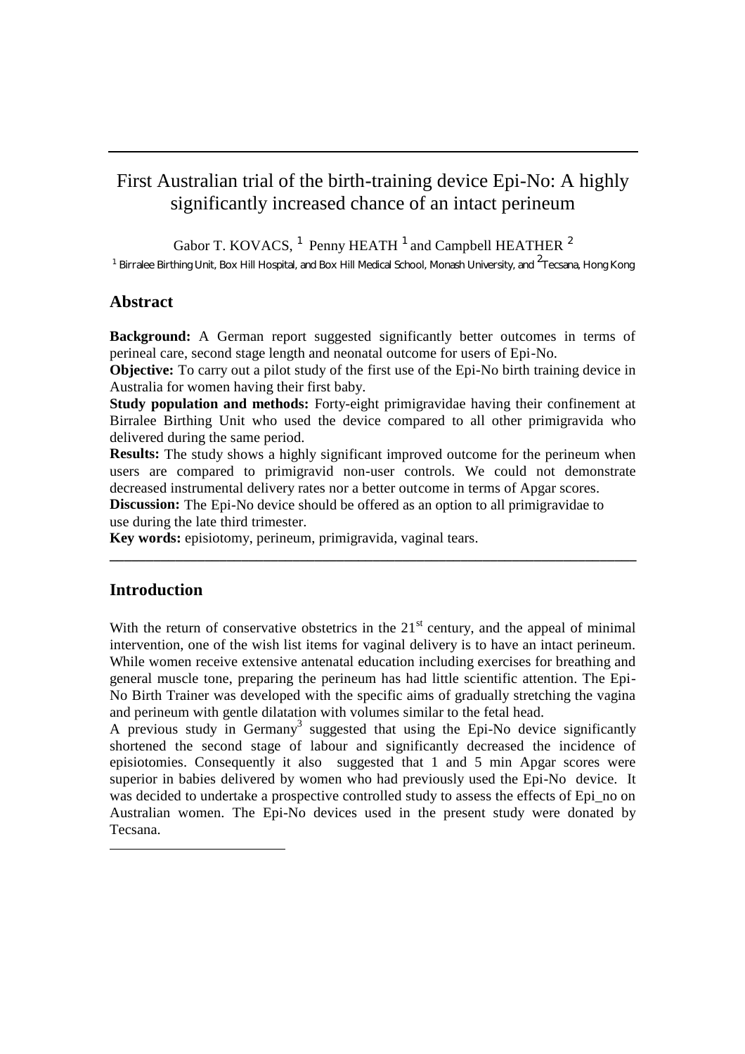# First Australian trial of the birth-training device Epi-No: A highly significantly increased chance of an intact perineum

Gabor T. KOVACS, [1] Penny HEATH [1] and Campbell HEATHER [2]

[1] Birralee Birthing Unit, Box Hill Hospital, and Box Hill Medical School, Monash University, and [2] Tecsana, Hong Kong

## Abstract

**Background:** A German report suggested significantly better outcomes in terms of perineal care, second stage length and neonatal outcome for users of Epi-No.

**Objective:** To carry out a pilot study of the first use of the Epi-No birth training device in Australia for women having their first baby.

**Study population and methods:** Forty-eight primigravidae having their confinement at Birralee Birthing Unit who used the device compared to all other primigravida who delivered during the same period.

**Results:** The study shows a highly significant improved outcome for the perineum when users are compared to primigravid non-user controls. We could not demonstrate decreased instrumental delivery rates nor a better outcome in terms of Apgar scores.

**Discussion:** The Epi-No device should be offered as an option to all primigravidae to use during the late third trimester.

**Key words:** episiotomy, perineum, primigravida, vaginal tears.

---

## Introduction

With the return of conservative obstetrics in the 21st century, and the appeal of minimal intervention, one of the wish list items for vaginal delivery is to have an intact perineum. While women receive extensive antenatal education including exercises for breathing and general muscle tone, preparing the perineum has had little scientific attention. The Epi-No Birth Trainer was developed with the specific aims of gradually stretching the vagina and perineum with gentle dilatation with volumes similar to the fetal head.

A previous study in Germany[3] suggested that using the Epi-No device significantly shortened the second stage of labour and significantly decreased the incidence of episiotomies. Consequently it also suggested that 1 and 5 min Apgar scores were superior in babies delivered by women who had previously used the Epi-No device. It was decided to undertake a prospective controlled study to assess the effects of Epi_no on Australian women. The Epi-No devices used in the present study were donated by Tecsana.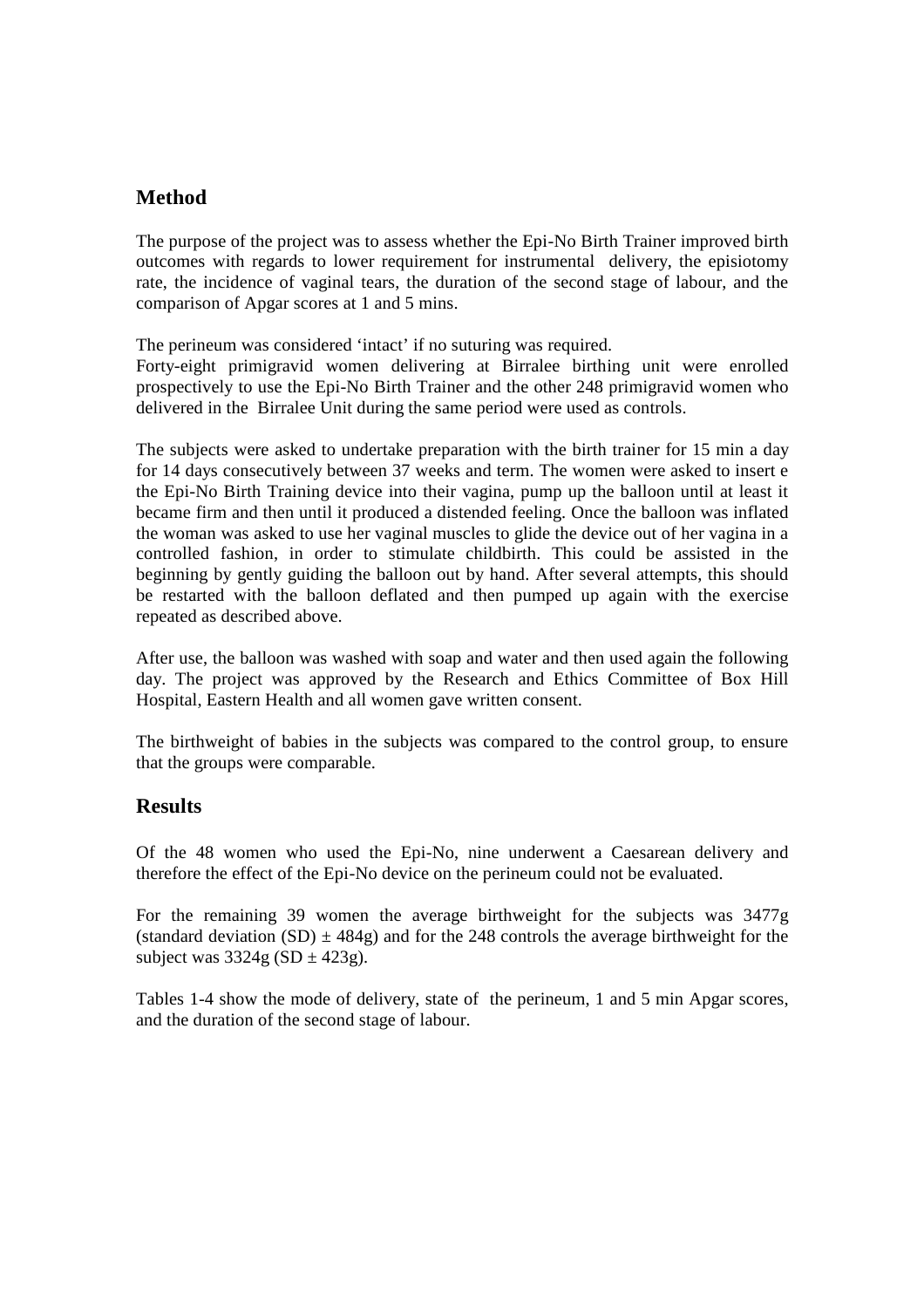## Method

The purpose of the project was to assess whether the Epi-No Birth Trainer improved birth outcomes with regards to lower requirement for instrumental delivery, the episiotomy rate, the incidence of vaginal tears, the duration of the second stage of labour, and the comparison of Apgar scores at 1 and 5 mins.

The perineum was considered 'intact' if no suturing was required.
Forty-eight primigravid women delivering at Birralee birthing unit were enrolled prospectively to use the Epi-No Birth Trainer and the other 248 primigravid women who delivered in the Birralee Unit during the same period were used as controls.

The subjects were asked to undertake preparation with the birth trainer for 15 min a day for 14 days consecutively between 37 weeks and term. The women were asked to insert e the Epi-No Birth Training device into their vagina, pump up the balloon until at least it became firm and then until it produced a distended feeling. Once the balloon was inflated the woman was asked to use her vaginal muscles to glide the device out of her vagina in a controlled fashion, in order to stimulate childbirth. This could be assisted in the beginning by gently guiding the balloon out by hand. After several attempts, this should be restarted with the balloon deflated and then pumped up again with the exercise repeated as described above.

After use, the balloon was washed with soap and water and then used again the following day. The project was approved by the Research and Ethics Committee of Box Hill Hospital, Eastern Health and all women gave written consent.

The birthweight of babies in the subjects was compared to the control group, to ensure that the groups were comparable.

## Results

Of the 48 women who used the Epi-No, nine underwent a Caesarean delivery and therefore the effect of the Epi-No device on the perineum could not be evaluated.

For the remaining 39 women the average birthweight for the subjects was 3477g (standard deviation (SD) $\pm$ 484g) and for the 248 controls the average birthweight for the subject was 3324g (SD $\pm$ 423g).

Tables 1-4 show the mode of delivery, state of the perineum, 1 and 5 min Apgar scores, and the duration of the second stage of labour.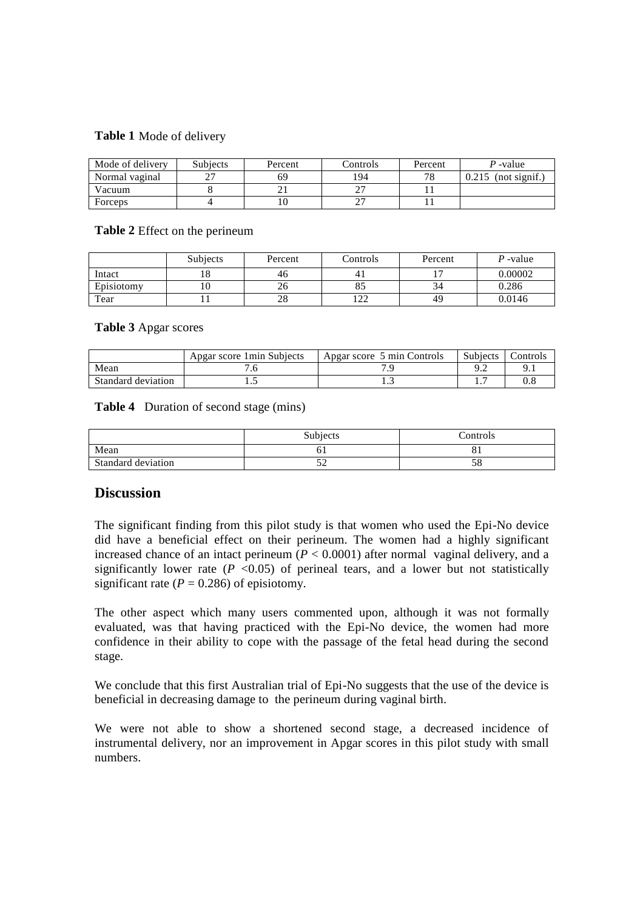**Table 1** Mode of delivery

| Mode of delivery | Subjects | Percent | Controls | Percent | *P* -value |
|---|---|---|---|---|---|
| Normal vaginal | 27 | 69 | 194 | 78 | 0.215 (not signif.) |
| Vacuum | 8 | 21 | 27 | 11 | |
| Forceps | 4 | 10 | 27 | 11 | |

**Table 2** Effect on the perineum

| | Subjects | Percent | Controls | Percent | *P* -value |
|---|---|---|---|---|---|
| Intact | 18 | 46 | 41 | 17 | 0.00002 |
| Episiotomy | 10 | 26 | 85 | 34 | 0.286 |
| Tear | 11 | 28 | 122 | 49 | 0.0146 |

**Table 3** Apgar scores

| | Apgar score 1min Subjects | Apgar score 5 min Controls | Subjects | Controls |
|---|---|---|---|---|
| Mean | 7.6 | 7.9 | 9.2 | 9.1 |
| Standard deviation | 1.5 | 1.3 | 1.7 | 0.8 |

**Table 4** Duration of second stage (mins)

| | Subjects | Controls |
|---|---|---|
| Mean | 61 | 81 |
| Standard deviation | 52 | 58 |

## Discussion

The significant finding from this pilot study is that women who used the Epi-No device did have a beneficial effect on their perineum. The women had a highly significant increased chance of an intact perineum ($P < 0.0001$) after normal vaginal delivery, and a significantly lower rate ($P < 0.05$) of perineal tears, and a lower but not statistically significant rate ($P = 0.286$) of episiotomy.

The other aspect which many users commented upon, although it was not formally evaluated, was that having practiced with the Epi-No device, the women had more confidence in their ability to cope with the passage of the fetal head during the second stage.

We conclude that this first Australian trial of Epi-No suggests that the use of the device is beneficial in decreasing damage to the perineum during vaginal birth.

We were not able to show a shortened second stage, a decreased incidence of instrumental delivery, nor an improvement in Apgar scores in this pilot study with small numbers.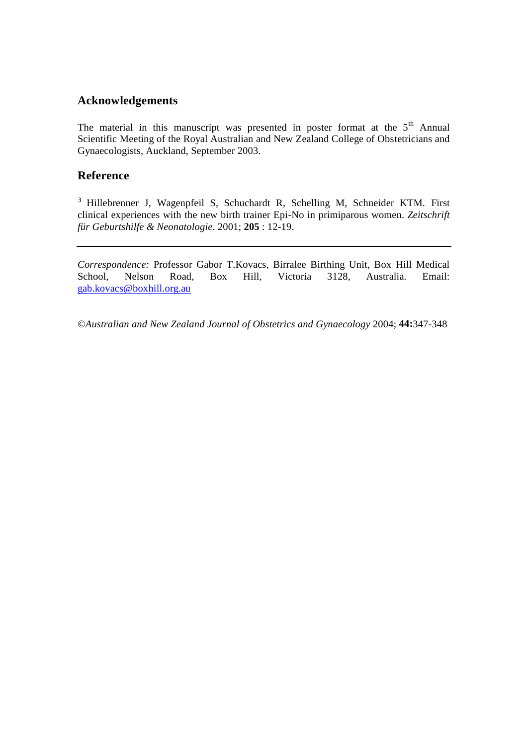## Acknowledgements

The material in this manuscript was presented in poster format at the $5^{th}$ Annual Scientific Meeting of the Royal Australian and New Zealand College of Obstetricians and Gynaecologists, Auckland, September 2003.

## Reference

[3] Hillebrenner J, Wagenpfeil S, Schuchardt R, Schelling M, Schneider KTM. First clinical experiences with the new birth trainer Epi-No in primiparous women. *Zeitschrift für Geburtshilfe & Neonatologie*. 2001; **205** : 12-19.

---

*Correspondence:* Professor Gabor T.Kovacs, Birralee Birthing Unit, Box Hill Medical School, Nelson Road, Box Hill, Victoria 3128, Australia. Email: gab.kovacs@boxhill.org.au

©*Australian and New Zealand Journal of Obstetrics and Gynaecology* 2004; **44:**347-348